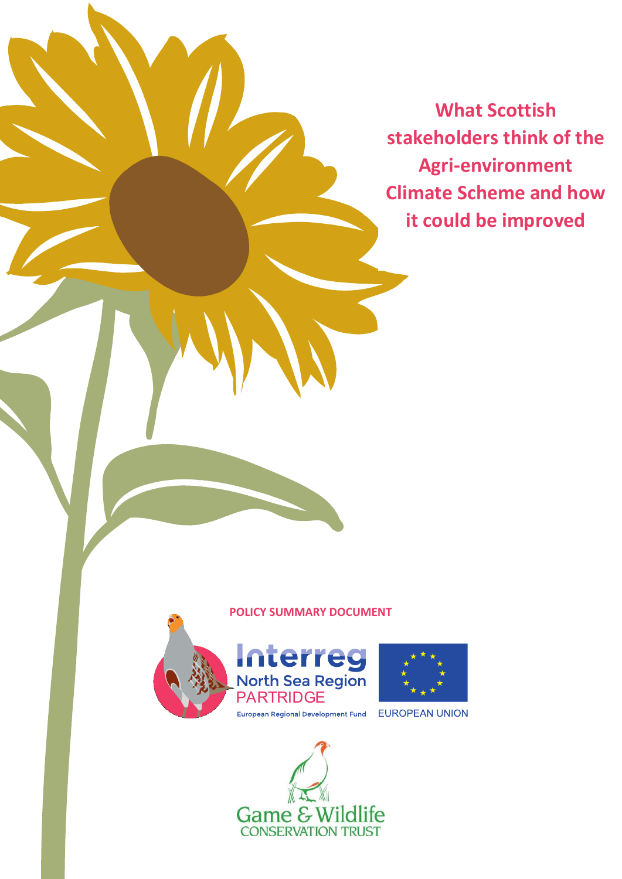# What Scottish stakeholders think of the Agri-environment Climate Scheme and how it could be improved

**POLICY SUMMARY DOCUMENT**

Interreg North Sea Region PARTRIDGE

European Regional Development Fund

EUROPEAN UNION

Game & Wildlife CONSERVATION TRUST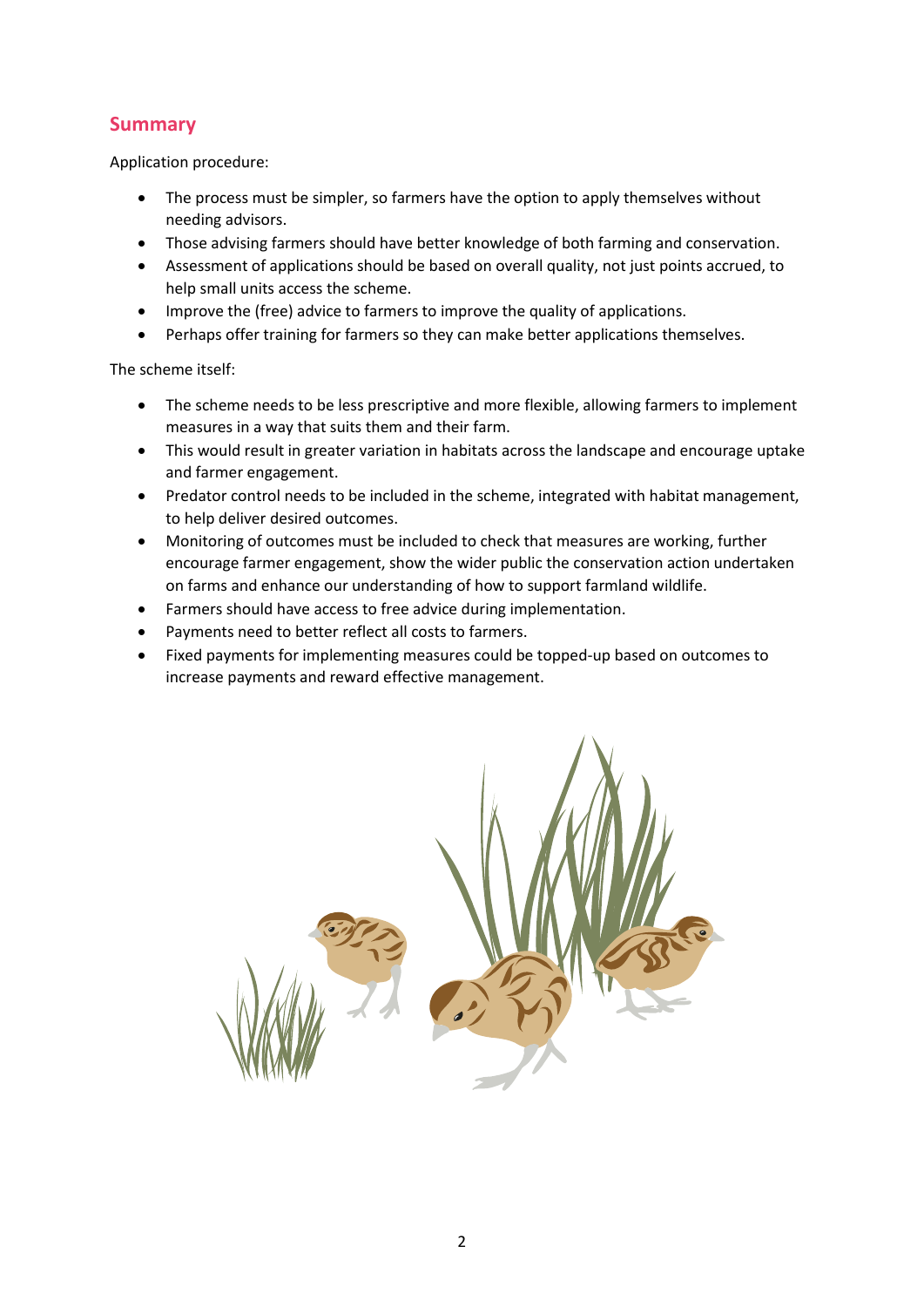## Summary

Application procedure:

- The process must be simpler, so farmers have the option to apply themselves without needing advisors.
- Those advising farmers should have better knowledge of both farming and conservation.
- Assessment of applications should be based on overall quality, not just points accrued, to help small units access the scheme.
- Improve the (free) advice to farmers to improve the quality of applications.
- Perhaps offer training for farmers so they can make better applications themselves.

The scheme itself:

- The scheme needs to be less prescriptive and more flexible, allowing farmers to implement measures in a way that suits them and their farm.
- This would result in greater variation in habitats across the landscape and encourage uptake and farmer engagement.
- Predator control needs to be included in the scheme, integrated with habitat management, to help deliver desired outcomes.
- Monitoring of outcomes must be included to check that measures are working, further encourage farmer engagement, show the wider public the conservation action undertaken on farms and enhance our understanding of how to support farmland wildlife.
- Farmers should have access to free advice during implementation.
- Payments need to better reflect all costs to farmers.
- Fixed payments for implementing measures could be topped-up based on outcomes to increase payments and reward effective management.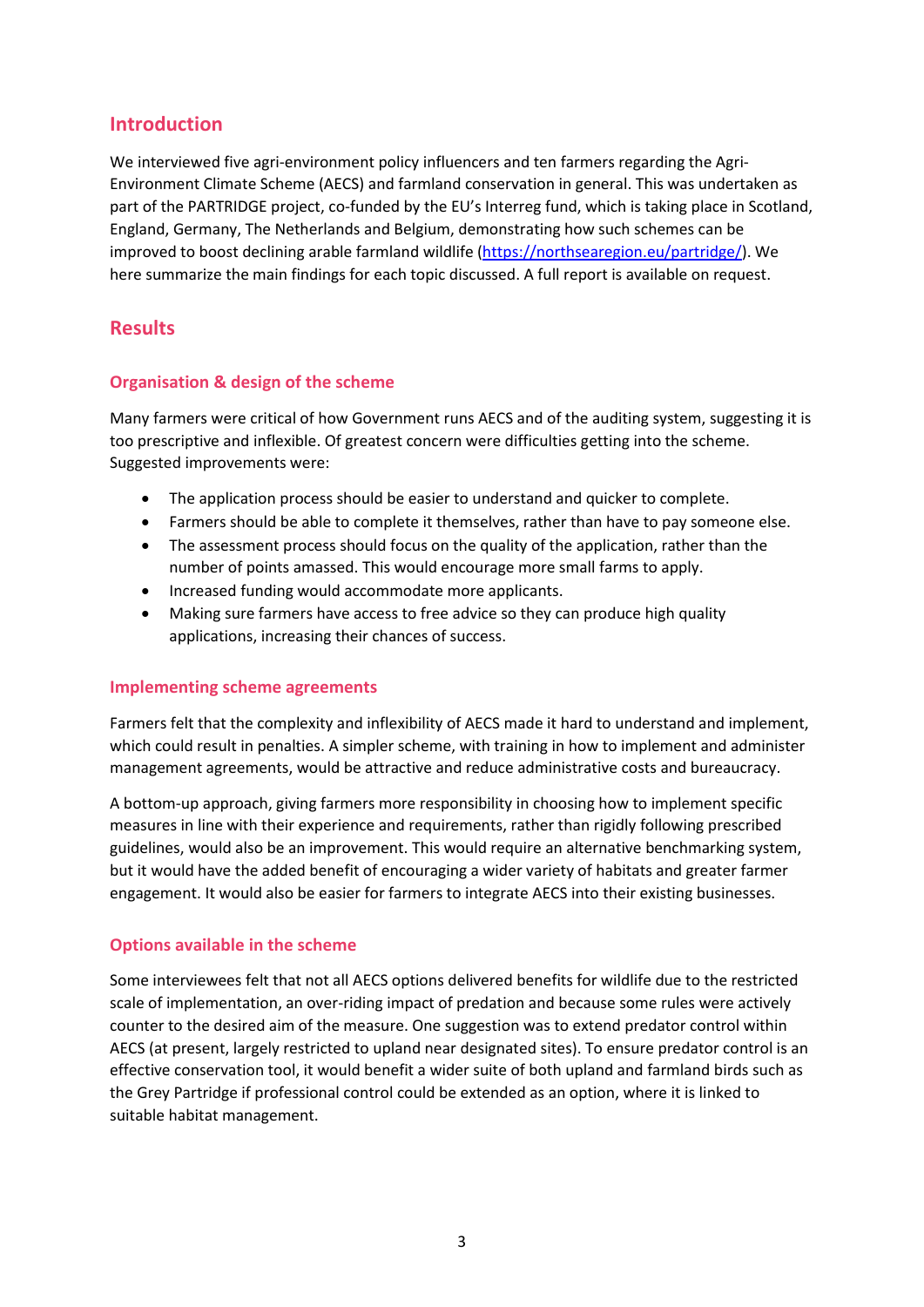## Introduction

We interviewed five agri-environment policy influencers and ten farmers regarding the Agri-Environment Climate Scheme (AECS) and farmland conservation in general. This was undertaken as part of the PARTRIDGE project, co-funded by the EU's Interreg fund, which is taking place in Scotland, England, Germany, The Netherlands and Belgium, demonstrating how such schemes can be improved to boost declining arable farmland wildlife (https://northsearegion.eu/partridge/). We here summarize the main findings for each topic discussed. A full report is available on request.

## Results

### Organisation & design of the scheme

Many farmers were critical of how Government runs AECS and of the auditing system, suggesting it is too prescriptive and inflexible. Of greatest concern were difficulties getting into the scheme. Suggested improvements were:

- The application process should be easier to understand and quicker to complete.
- Farmers should be able to complete it themselves, rather than have to pay someone else.
- The assessment process should focus on the quality of the application, rather than the number of points amassed. This would encourage more small farms to apply.
- Increased funding would accommodate more applicants.
- Making sure farmers have access to free advice so they can produce high quality applications, increasing their chances of success.

### Implementing scheme agreements

Farmers felt that the complexity and inflexibility of AECS made it hard to understand and implement, which could result in penalties. A simpler scheme, with training in how to implement and administer management agreements, would be attractive and reduce administrative costs and bureaucracy.

A bottom-up approach, giving farmers more responsibility in choosing how to implement specific measures in line with their experience and requirements, rather than rigidly following prescribed guidelines, would also be an improvement. This would require an alternative benchmarking system, but it would have the added benefit of encouraging a wider variety of habitats and greater farmer engagement. It would also be easier for farmers to integrate AECS into their existing businesses.

### Options available in the scheme

Some interviewees felt that not all AECS options delivered benefits for wildlife due to the restricted scale of implementation, an over-riding impact of predation and because some rules were actively counter to the desired aim of the measure. One suggestion was to extend predator control within AECS (at present, largely restricted to upland near designated sites). To ensure predator control is an effective conservation tool, it would benefit a wider suite of both upland and farmland birds such as the Grey Partridge if professional control could be extended as an option, where it is linked to suitable habitat management.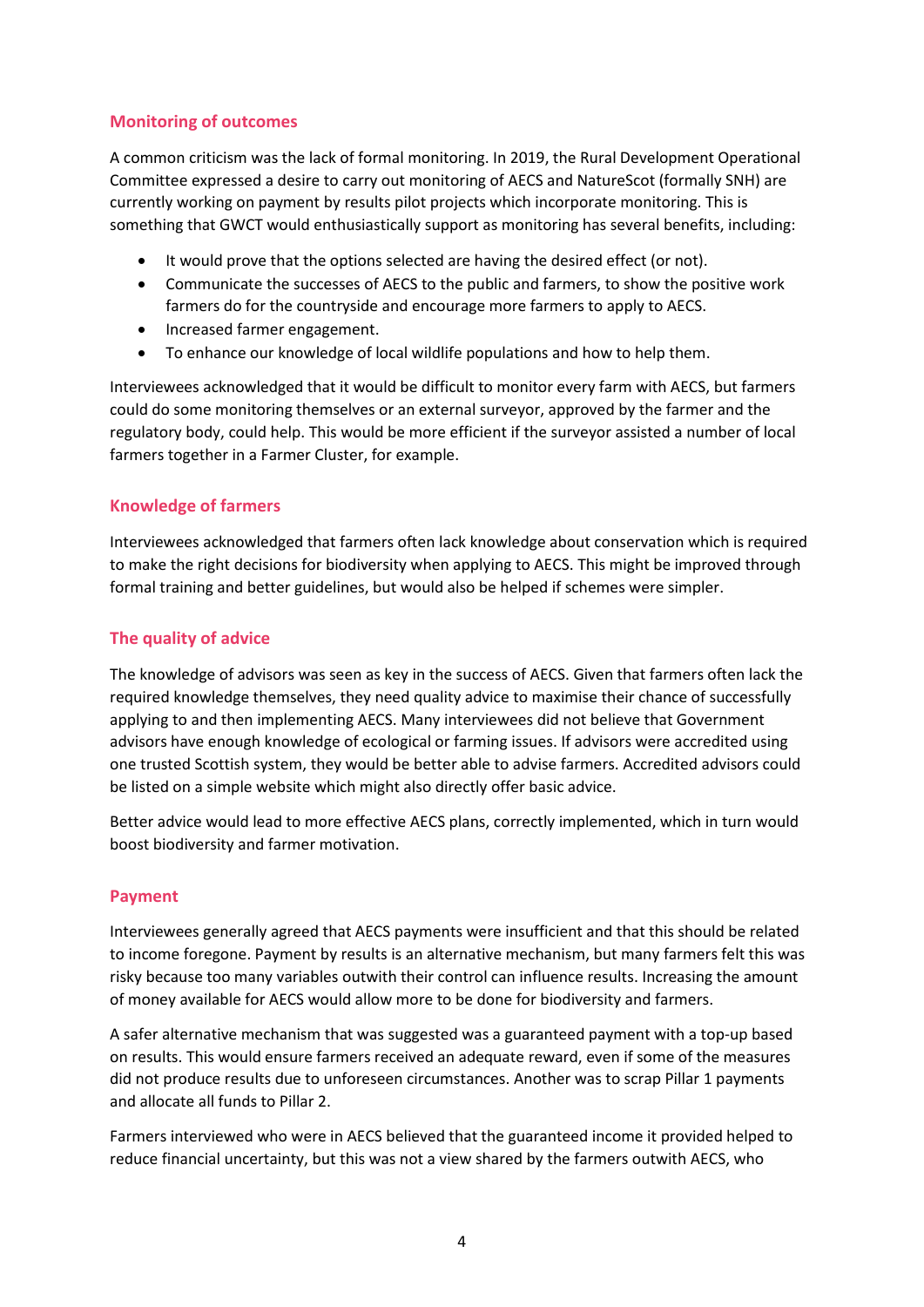## Monitoring of outcomes

A common criticism was the lack of formal monitoring. In 2019, the Rural Development Operational Committee expressed a desire to carry out monitoring of AECS and NatureScot (formally SNH) are currently working on payment by results pilot projects which incorporate monitoring. This is something that GWCT would enthusiastically support as monitoring has several benefits, including:

- It would prove that the options selected are having the desired effect (or not).
- Communicate the successes of AECS to the public and farmers, to show the positive work farmers do for the countryside and encourage more farmers to apply to AECS.
- Increased farmer engagement.
- To enhance our knowledge of local wildlife populations and how to help them.

Interviewees acknowledged that it would be difficult to monitor every farm with AECS, but farmers could do some monitoring themselves or an external surveyor, approved by the farmer and the regulatory body, could help. This would be more efficient if the surveyor assisted a number of local farmers together in a Farmer Cluster, for example.

## Knowledge of farmers

Interviewees acknowledged that farmers often lack knowledge about conservation which is required to make the right decisions for biodiversity when applying to AECS. This might be improved through formal training and better guidelines, but would also be helped if schemes were simpler.

## The quality of advice

The knowledge of advisors was seen as key in the success of AECS. Given that farmers often lack the required knowledge themselves, they need quality advice to maximise their chance of successfully applying to and then implementing AECS. Many interviewees did not believe that Government advisors have enough knowledge of ecological or farming issues. If advisors were accredited using one trusted Scottish system, they would be better able to advise farmers. Accredited advisors could be listed on a simple website which might also directly offer basic advice.

Better advice would lead to more effective AECS plans, correctly implemented, which in turn would boost biodiversity and farmer motivation.

## Payment

Interviewees generally agreed that AECS payments were insufficient and that this should be related to income foregone. Payment by results is an alternative mechanism, but many farmers felt this was risky because too many variables outwith their control can influence results. Increasing the amount of money available for AECS would allow more to be done for biodiversity and farmers.

A safer alternative mechanism that was suggested was a guaranteed payment with a top-up based on results. This would ensure farmers received an adequate reward, even if some of the measures did not produce results due to unforeseen circumstances. Another was to scrap Pillar 1 payments and allocate all funds to Pillar 2.

Farmers interviewed who were in AECS believed that the guaranteed income it provided helped to reduce financial uncertainty, but this was not a view shared by the farmers outwith AECS, who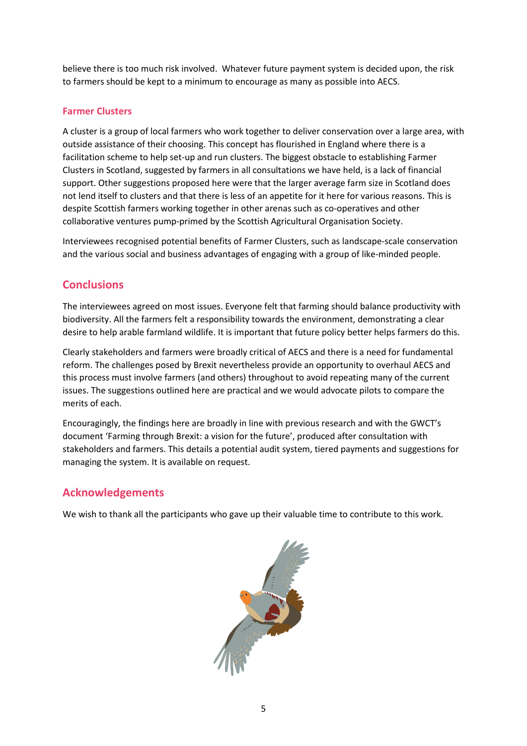believe there is too much risk involved. Whatever future payment system is decided upon, the risk to farmers should be kept to a minimum to encourage as many as possible into AECS.

### Farmer Clusters

A cluster is a group of local farmers who work together to deliver conservation over a large area, with outside assistance of their choosing. This concept has flourished in England where there is a facilitation scheme to help set-up and run clusters. The biggest obstacle to establishing Farmer Clusters in Scotland, suggested by farmers in all consultations we have held, is a lack of financial support. Other suggestions proposed here were that the larger average farm size in Scotland does not lend itself to clusters and that there is less of an appetite for it here for various reasons. This is despite Scottish farmers working together in other arenas such as co-operatives and other collaborative ventures pump-primed by the Scottish Agricultural Organisation Society.

Interviewees recognised potential benefits of Farmer Clusters, such as landscape-scale conservation and the various social and business advantages of engaging with a group of like-minded people.

## Conclusions

The interviewees agreed on most issues. Everyone felt that farming should balance productivity with biodiversity. All the farmers felt a responsibility towards the environment, demonstrating a clear desire to help arable farmland wildlife. It is important that future policy better helps farmers do this.

Clearly stakeholders and farmers were broadly critical of AECS and there is a need for fundamental reform. The challenges posed by Brexit nevertheless provide an opportunity to overhaul AECS and this process must involve farmers (and others) throughout to avoid repeating many of the current issues. The suggestions outlined here are practical and we would advocate pilots to compare the merits of each.

Encouragingly, the findings here are broadly in line with previous research and with the GWCT's document 'Farming through Brexit: a vision for the future', produced after consultation with stakeholders and farmers. This details a potential audit system, tiered payments and suggestions for managing the system. It is available on request.

## Acknowledgements

We wish to thank all the participants who gave up their valuable time to contribute to this work.